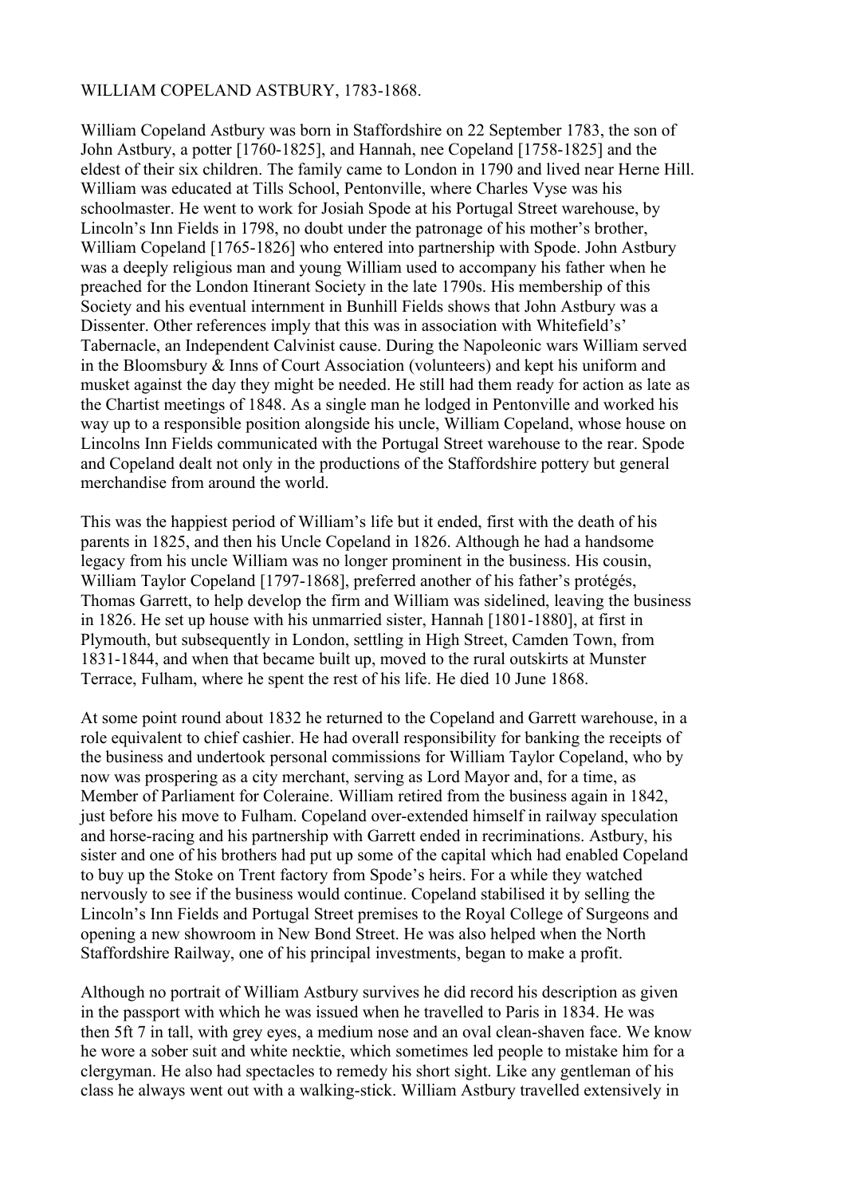# WILLIAM COPELAND ASTBURY, 1783-1868.

William Copeland Astbury was born in Staffordshire on 22 September 1783, the son of John Astbury, a potter [1760-1825], and Hannah, nee Copeland [1758-1825] and the eldest of their six children. The family came to London in 1790 and lived near Herne Hill. William was educated at Tills School, Pentonville, where Charles Vyse was his schoolmaster. He went to work for Josiah Spode at his Portugal Street warehouse, by Lincoln's Inn Fields in 1798, no doubt under the patronage of his mother's brother, William Copeland [1765-1826] who entered into partnership with Spode. John Astbury was a deeply religious man and young William used to accompany his father when he preached for the London Itinerant Society in the late 1790s. His membership of this Society and his eventual internment in Bunhill Fields shows that John Astbury was a Dissenter. Other references imply that this was in association with Whitefield's' Tabernacle, an Independent Calvinist cause. During the Napoleonic wars William served in the Bloomsbury & Inns of Court Association (volunteers) and kept his uniform and musket against the day they might be needed. He still had them ready for action as late as the Chartist meetings of 1848. As a single man he lodged in Pentonville and worked his way up to a responsible position alongside his uncle, William Copeland, whose house on Lincolns Inn Fields communicated with the Portugal Street warehouse to the rear. Spode and Copeland dealt not only in the productions of the Staffordshire pottery but general merchandise from around the world.

This was the happiest period of William's life but it ended, first with the death of his parents in 1825, and then his Uncle Copeland in 1826. Although he had a handsome legacy from his uncle William was no longer prominent in the business. His cousin, William Taylor Copeland [1797-1868], preferred another of his father's protégés, Thomas Garrett, to help develop the firm and William was sidelined, leaving the business in 1826. He set up house with his unmarried sister, Hannah [1801-1880], at first in Plymouth, but subsequently in London, settling in High Street, Camden Town, from 1831-1844, and when that became built up, moved to the rural outskirts at Munster Terrace, Fulham, where he spent the rest of his life. He died 10 June 1868.

At some point round about 1832 he returned to the Copeland and Garrett warehouse, in a role equivalent to chief cashier. He had overall responsibility for banking the receipts of the business and undertook personal commissions for William Taylor Copeland, who by now was prospering as a city merchant, serving as Lord Mayor and, for a time, as Member of Parliament for Coleraine. William retired from the business again in 1842, just before his move to Fulham. Copeland over-extended himself in railway speculation and horse-racing and his partnership with Garrett ended in recriminations. Astbury, his sister and one of his brothers had put up some of the capital which had enabled Copeland to buy up the Stoke on Trent factory from Spode's heirs. For a while they watched nervously to see if the business would continue. Copeland stabilised it by selling the Lincoln's Inn Fields and Portugal Street premises to the Royal College of Surgeons and opening a new showroom in New Bond Street. He was also helped when the North Staffordshire Railway, one of his principal investments, began to make a profit.

Although no portrait of William Astbury survives he did record his description as given in the passport with which he was issued when he travelled to Paris in 1834. He was then 5ft 7 in tall, with grey eyes, a medium nose and an oval clean-shaven face. We know he wore a sober suit and white necktie, which sometimes led people to mistake him for a clergyman. He also had spectacles to remedy his short sight. Like any gentleman of his class he always went out with a walking-stick. William Astbury travelled extensively in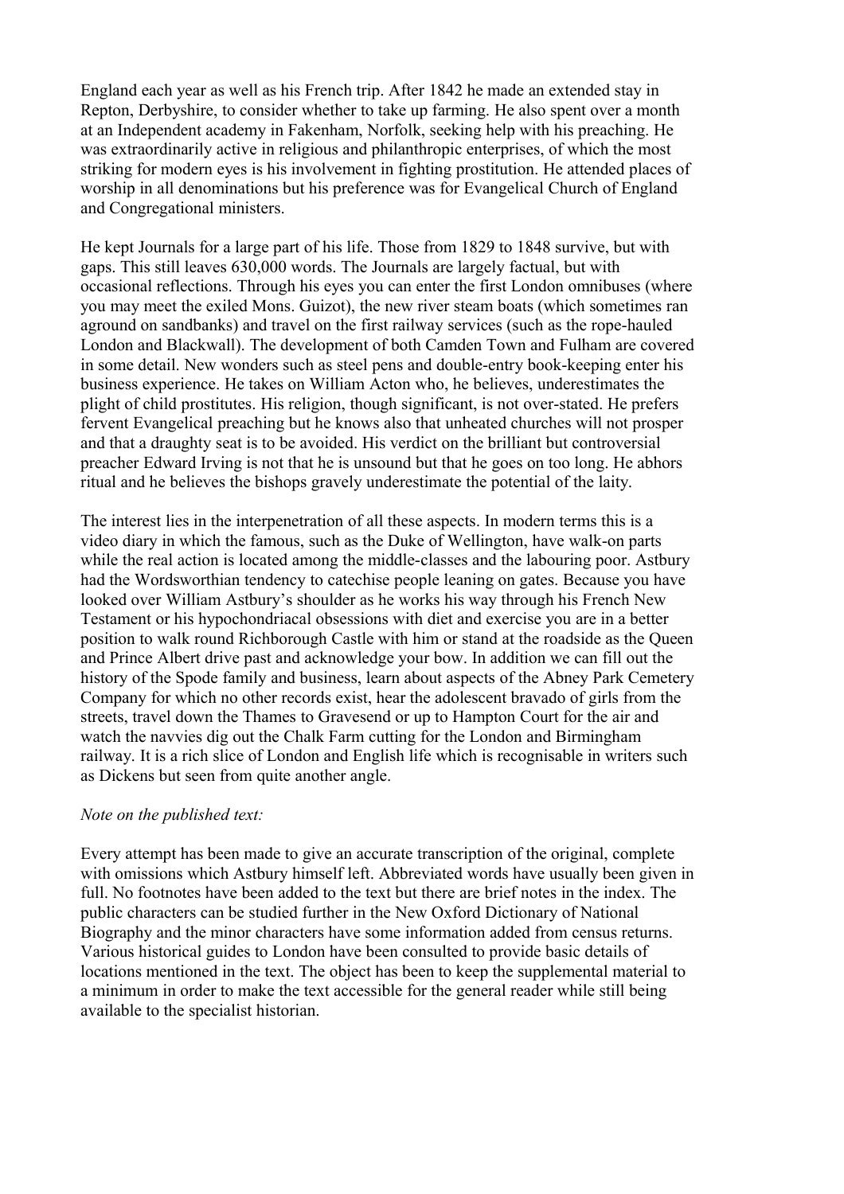England each year as well as his French trip. After 1842 he made an extended stay in Repton, Derbyshire, to consider whether to take up farming. He also spent over a month at an Independent academy in Fakenham, Norfolk, seeking help with his preaching. He was extraordinarily active in religious and philanthropic enterprises, of which the most striking for modern eyes is his involvement in fighting prostitution. He attended places of worship in all denominations but his preference was for Evangelical Church of England and Congregational ministers.

He kept Journals for a large part of his life. Those from 1829 to 1848 survive, but with gaps. This still leaves 630,000 words. The Journals are largely factual, but with occasional reflections. Through his eyes you can enter the first London omnibuses (where you may meet the exiled Mons. Guizot), the new river steam boats (which sometimes ran aground on sandbanks) and travel on the first railway services (such as the rope-hauled London and Blackwall). The development of both Camden Town and Fulham are covered in some detail. New wonders such as steel pens and double-entry book-keeping enter his business experience. He takes on William Acton who, he believes, underestimates the plight of child prostitutes. His religion, though significant, is not over-stated. He prefers fervent Evangelical preaching but he knows also that unheated churches will not prosper and that a draughty seat is to be avoided. His verdict on the brilliant but controversial preacher Edward Irving is not that he is unsound but that he goes on too long. He abhors ritual and he believes the bishops gravely underestimate the potential of the laity.

The interest lies in the interpenetration of all these aspects. In modern terms this is a video diary in which the famous, such as the Duke of Wellington, have walk-on parts while the real action is located among the middle-classes and the labouring poor. Astbury had the Wordsworthian tendency to catechise people leaning on gates. Because you have looked over William Astbury's shoulder as he works his way through his French New Testament or his hypochondriacal obsessions with diet and exercise you are in a better position to walk round Richborough Castle with him or stand at the roadside as the Queen and Prince Albert drive past and acknowledge your bow. In addition we can fill out the history of the Spode family and business, learn about aspects of the Abney Park Cemetery Company for which no other records exist, hear the adolescent bravado of girls from the streets, travel down the Thames to Gravesend or up to Hampton Court for the air and watch the navvies dig out the Chalk Farm cutting for the London and Birmingham railway. It is a rich slice of London and English life which is recognisable in writers such as Dickens but seen from quite another angle.

*Note on the published text:*

Every attempt has been made to give an accurate transcription of the original, complete with omissions which Astbury himself left. Abbreviated words have usually been given in full. No footnotes have been added to the text but there are brief notes in the index. The public characters can be studied further in the New Oxford Dictionary of National Biography and the minor characters have some information added from census returns. Various historical guides to London have been consulted to provide basic details of locations mentioned in the text. The object has been to keep the supplemental material to a minimum in order to make the text accessible for the general reader while still being available to the specialist historian.